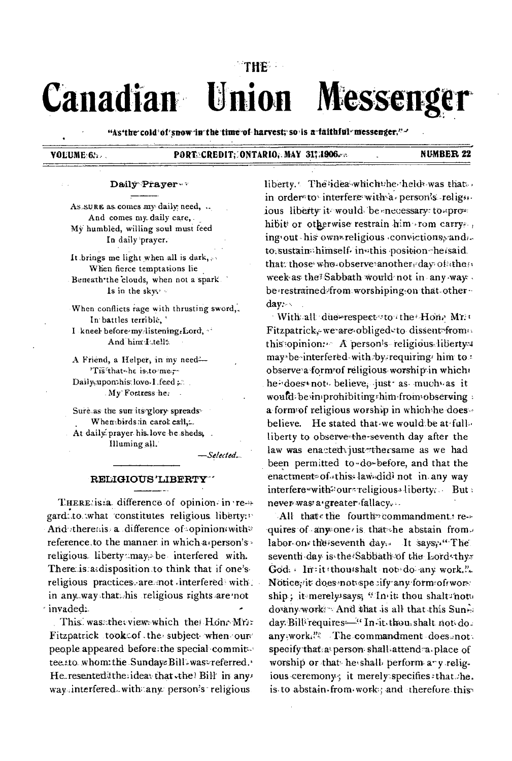THE

# Canadian Union Messenger

"As the cold of snow in the time of harvest, so is a faithful messenger."

VOLUME 6. PORT CREDIT, ONTARIO, MAY 31, 1906. NUMBER 22

### Daily Prayer

AS SURE as comes my daily need,
And comes my daily care,
My humbled, willing soul must feed
In daily prayer.

It brings me light when all is dark,
When fierce temptations lie
Beneath the clouds, when not a spark
Is in the sky.

When conflicts rage with thrusting sword,
In battles terrible,
I kneel before my listening Lord,
And him I tell.

A Friend, a Helper, in my need—
'Tis that he is to me;
Daily upon his love I feed;
My Fortress he.

Sure as the sun its glory spreads
When birds in carol call,
At daily prayer his love he sheds,
Illuming all.

—*Selected.*

### RELIGIOUS LIBERTY

THERE is a difference of opinion in regard to what constitutes religious liberty. And there is a difference of opinion with reference to the manner in which a person's religious liberty may be interfered with. There is a disposition to think that if one's religious practices are not interfered with in any way that his religious rights are not invaded.

This was the view which the Hon. Mr. Fitzpatrick took of the subject when our people appeared before the special committee to whom the Sunday Bill was referred. He resented the idea that the Bill in any way interfered with any person's religious liberty. The idea which he held was that in order to interfere with a person's religious liberty it would be necessary to prohibit or otherwise restrain him from carrying out his own religious convictions, and to sustain himself in this position he said that those who observe another day of the week as the Sabbath would not in any way be restrained from worshiping on that other day.

With all due respect to the Hon. Mr. Fitzpatrick, we are obliged to dissent from this opinion. A person's religious liberty may be interfered with by requiring him to observe a form of religious worship in which he does not believe, just as much as it would be in prohibiting him from observing a form of religious worship in which he does believe. He stated that we would be at full liberty to observe the seventh day after the law was enacted just the same as we had been permitted to do before, and that the enactment of this law did not in any way interfere with our religious liberty. But never was a greater fallacy.

All that the fourth commandment requires of any one is that he abstain from labor on the seventh day. It says, "The seventh day is the Sabbath of the Lord thy God: In it thou shalt not do any work." Notice, it does not specify any form of worship; it merely says, "In it thou shalt not do any work." And that is all that this Sunday Bill requires—"In it thou shalt not do any work." The commandment does not specify that a person shall attend a place of worship or that he shall perform any religious ceremony; it merely specifies that he is to abstain from work; and therefore this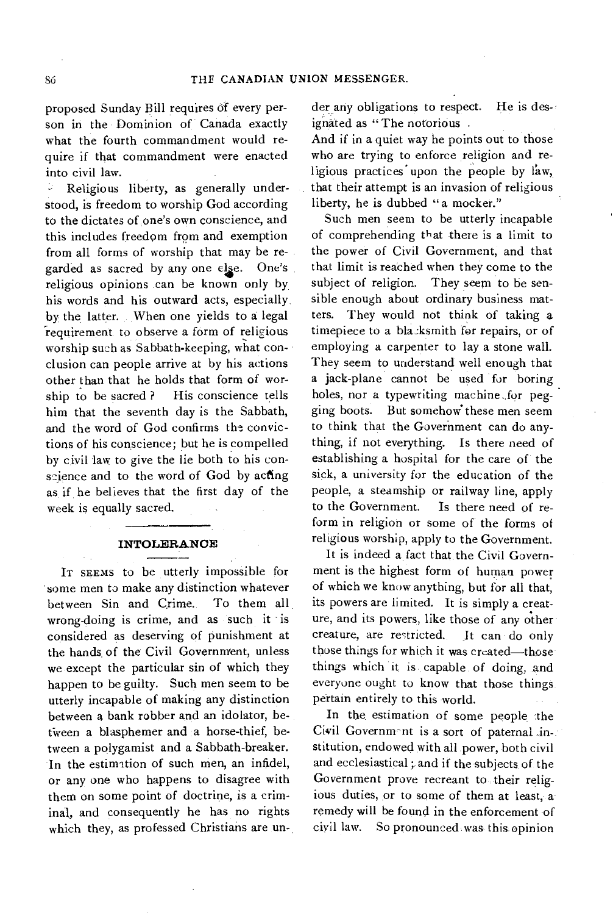proposed Sunday Bill requires of every person in the Dominion of Canada exactly what the fourth commandment would require if that commandment were enacted into civil law.

Religious liberty, as generally understood, is freedom to worship God according to the dictates of one's own conscience, and this includes freedom from and exemption from all forms of worship that may be regarded as sacred by any one else. One's religious opinions can be known only by his words and his outward acts, especially by the latter. When one yields to a legal requirement to observe a form of religious worship such as Sabbath-keeping, what conclusion can people arrive at by his actions other than that he holds that form of worship to be sacred? His conscience tells him that the seventh day is the Sabbath, and the word of God confirms the convictions of his conscience; but he is compelled by civil law to give the lie both to his conscience and to the word of God by acting as if he believes that the first day of the week is equally sacred.

## INTOLERANCE

IT SEEMS to be utterly impossible for some men to make any distinction whatever between Sin and Crime. To them all wrong-doing is crime, and as such it is considered as deserving of punishment at the hands of the Civil Government, unless we except the particular sin of which they happen to be guilty. Such men seem to be utterly incapable of making any distinction between a bank robber and an idolator, between a blasphemer and a horse-thief, between a polygamist and a Sabbath-breaker. In the estimation of such men, an infidel, or any one who happens to disagree with them on some point of doctrine, is a criminal, and consequently he has no rights which they, as professed Christians are under any obligations to respect. He is designated as "The notorious .
And if in a quiet way he points out to those who are trying to enforce religion and religious practices upon the people by law, that their attempt is an invasion of religious liberty, he is dubbed "a mocker."

Such men seem to be utterly incapable of comprehending that there is a limit to the power of Civil Government, and that that limit is reached when they come to the subject of religion. They seem to be sensible enough about ordinary business matters. They would not think of taking a timepiece to a blacksmith for repairs, or of employing a carpenter to lay a stone wall. They seem to understand well enough that a jack-plane cannot be used for boring holes, nor a typewriting machine for pegging boots. But somehow these men seem to think that the Government can do anything, if not everything. Is there need of establishing a hospital for the care of the sick, a university for the education of the people, a steamship or railway line, apply to the Government. Is there need of reform in religion or some of the forms of religious worship, apply to the Government.

It is indeed a fact that the Civil Government is the highest form of human power of which we know anything, but for all that, its powers are limited. It is simply a creature, and its powers, like those of any other creature, are restricted. It can do only those things for which it was created—those things which it is capable of doing, and everyone ought to know that those things pertain entirely to this world.

In the estimation of some people the Civil Government is a sort of paternal institution, endowed with all power, both civil and ecclesiastical; and if the subjects of the Government prove recreant to their religious duties, or to some of them at least, a remedy will be found in the enforcement of civil law. So pronounced was this opinion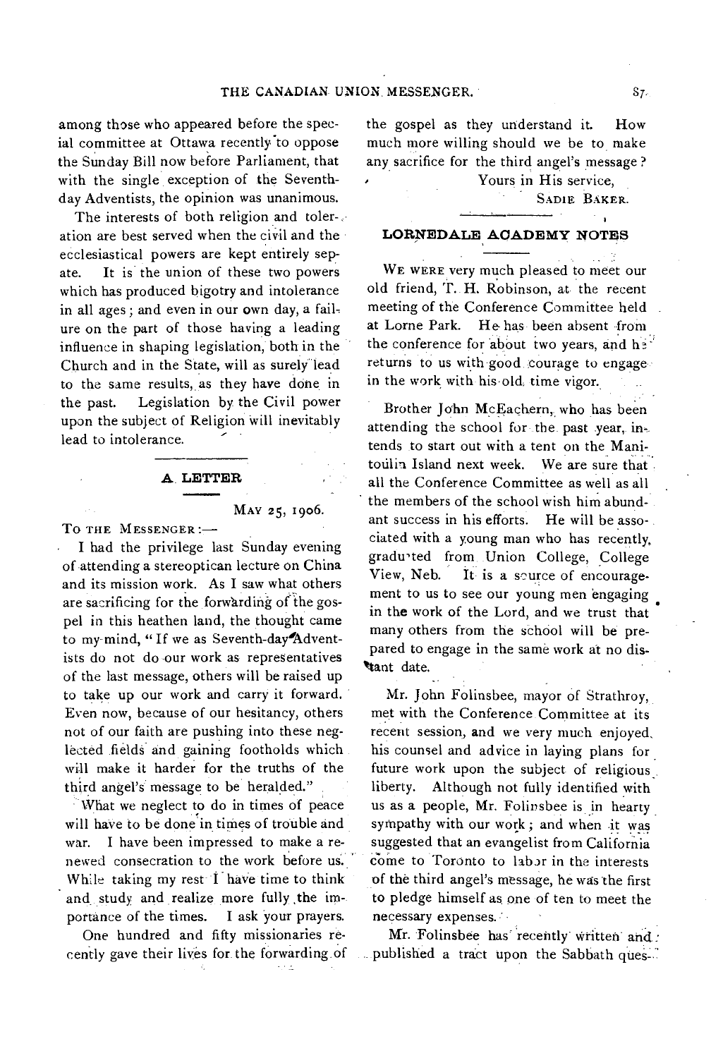among those who appeared before the special committee at Ottawa recently to oppose the Sunday Bill now before Parliament, that with the single exception of the Seventh-day Adventists, the opinion was unanimous.

The interests of both religion and toleration are best served when the civil and the ecclesiastical powers are kept entirely separate. It is the union of these two powers which has produced bigotry and intolerance in all ages; and even in our own day, a failure on the part of those having a leading influence in shaping legislation, both in the Church and in the State, will as surely lead to the same results, as they have done in the past. Legislation by the Civil power upon the subject of Religion will inevitably lead to intolerance.

## A LETTER

May 25, 1906.

To the Messenger:—

I had the privilege last Sunday evening of attending a stereoptican lecture on China and its mission work. As I saw what others are sacrificing for the forwarding of the gospel in this heathen land, the thought came to my mind, "If we as Seventh-day Adventists do not do our work as representatives of the last message, others will be raised up to take up our work and carry it forward. Even now, because of our hesitancy, others not of our faith are pushing into these neglected fields and gaining footholds which will make it harder for the truths of the third angel's message to be heralded."

What we neglect to do in times of peace will have to be done in times of trouble and war. I have been impressed to make a renewed consecration to the work before us. While taking my rest I have time to think and study and realize more fully the importance of the times. I ask your prayers.

One hundred and fifty missionaries recently gave their lives for the forwarding of the gospel as they understand it. How much more willing should we be to make any sacrifice for the third angel's message?

Yours in His service,
Sadie Baker.

## LORNEDALE ACADEMY NOTES

We were very much pleased to meet our old friend, T. H. Robinson, at the recent meeting of the Conference Committee held at Lorne Park. He has been absent from the conference for about two years, and he returns to us with good courage to engage in the work with his old time vigor.

Brother John McEachern, who has been attending the school for the past year, intends to start out with a tent on the Manitoulin Island next week. We are sure that all the Conference Committee as well as all the members of the school wish him abundant success in his efforts. He will be associated with a young man who has recently graduated from Union College, College View, Neb. It is a source of encouragement to us to see our young men engaging in the work of the Lord, and we trust that many others from the school will be prepared to engage in the same work at no distant date.

Mr. John Folinsbee, mayor of Strathroy, met with the Conference Committee at its recent session, and we very much enjoyed his counsel and advice in laying plans for future work upon the subject of religious liberty. Although not fully identified with us as a people, Mr. Folinsbee is in hearty sympathy with our work; and when it was suggested that an evangelist from California come to Toronto to labor in the interests of the third angel's message, he was the first to pledge himself as one of ten to meet the necessary expenses.

Mr. Folinsbee has recently written and published a tract upon the Sabbath ques-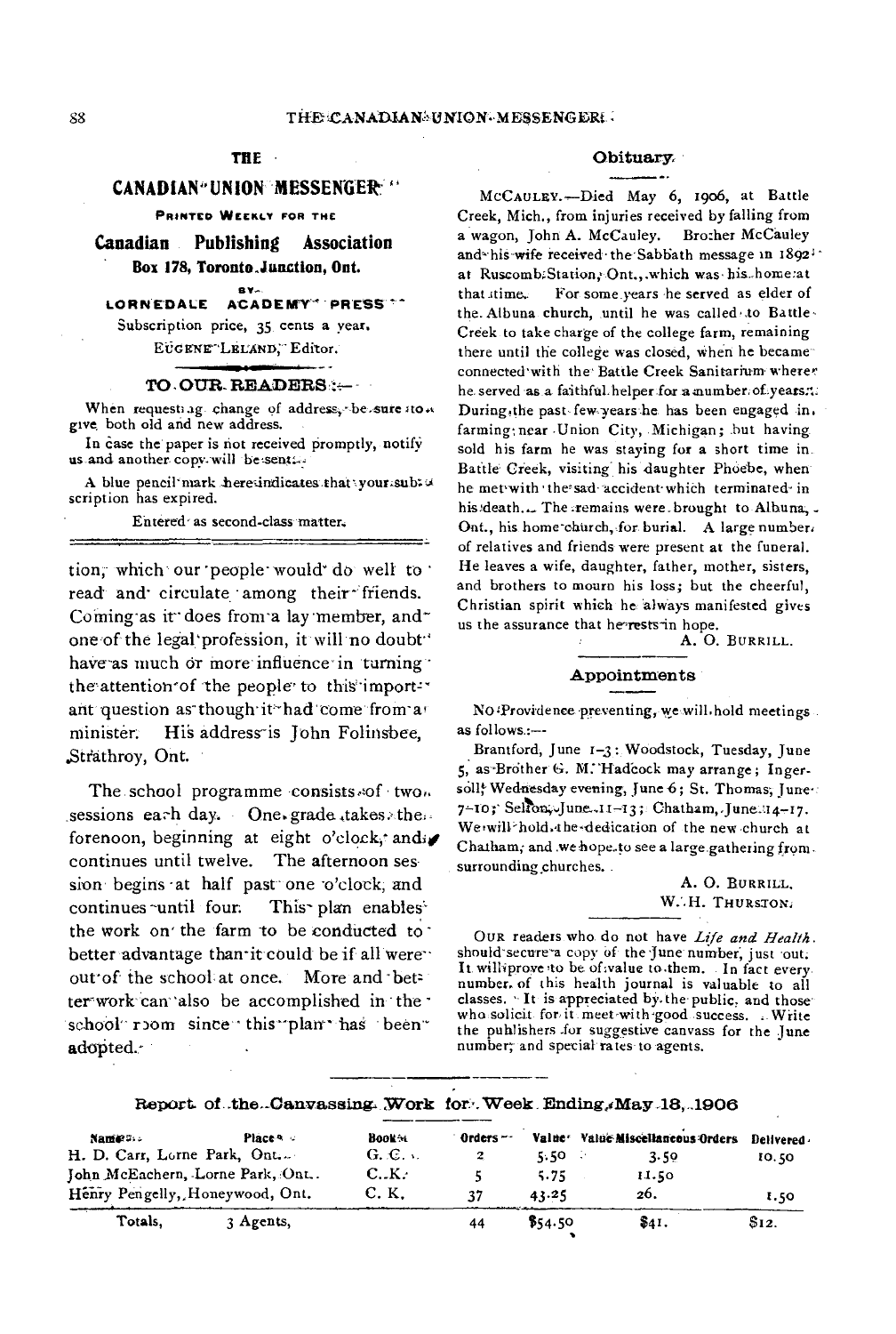## THE

# CANADIAN UNION MESSENGER

PRINTED WEEKLY FOR THE

## Canadian Publishing Association

**Box 178, Toronto Junction, Ont.**

BY

LORNEDALE ACADEMY PRESS

Subscription price, 35 cents a year.

EUGENE LELAND, Editor.

### TO OUR READERS:—

When requesting change of address, be sure to give both old and new address.

In case the paper is not received promptly, notify us and another copy will be sent.

A blue pencil mark here indicates that your subscription has expired.

Entered as second-class matter.

---

tion, which our people would do well to read and circulate among their friends. Coming as it does from a lay member, and one of the legal profession, it will no doubt have as much or more influence in turning the attention of the people to this important question as though it had come from a minister. His address is John Folinsbee, Strathroy, Ont.

The school programme consists of two sessions each day. One grade takes the forenoon, beginning at eight o'clock, and continues until twelve. The afternoon session begins at half past one o'clock, and continues until four. This plan enables the work on the farm to be conducted to better advantage than it could be if all were out of the school at once. More and better work can also be accomplished in the school room since this plan has been adopted.

### Obituary

McCAULEY.—Died May 6, 1906, at Battle Creek, Mich., from injuries received by falling from a wagon, John A. McCauley. Brother McCauley and his wife received the Sabbath message in 1892 at Ruscomb Station, Ont., which was his home at that time. For some years he served as elder of the Albuna church, until he was called to Battle Creek to take charge of the college farm, remaining there until the college was closed, when he became connected with the Battle Creek Sanitarium where he served as a faithful helper for a number of years. During the past few years he has been engaged in farming near Union City, Michigan; but having sold his farm he was staying for a short time in Battle Creek, visiting his daughter Phoebe, when he met with the sad accident which terminated in his death. The remains were brought to Albuna, Ont., his home church, for burial. A large number of relatives and friends were present at the funeral. He leaves a wife, daughter, father, mother, sisters, and brothers to mourn his loss; but the cheerful, Christian spirit which he always manifested gives us the assurance that he rests in hope.

A. O. BURRILL.

### Appointments

No Providence preventing, we will hold meetings as follows:—

Brantford, June 1–3; Woodstock, Tuesday, June 5, as Brother G. M. Hadcock may arrange; Ingersoll, Wednesday evening, June 6; St. Thomas, June 7–10; Selton, June 11–13; Chatham, June 14–17. We will hold the dedication of the new church at Chatham, and we hope to see a large gathering from surrounding churches.

A. O. BURRILL.
W. H. THURSTON.

OUR readers who do not have *Life and Health* should secure a copy of the June number, just out. It will prove to be of value to them. In fact every number of this health journal is valuable to all classes. It is appreciated by the public, and those who solicit for it meet with good success. Write the publishers for suggestive canvass for the June number, and special rates to agents.

---

### Report of the Canvassing Work for Week Ending May 18, 1906

| Names | Place | Book | Orders | Value | Value Miscellaneous Orders | Delivered |
|---|---|---|---|---|---|---|
| H. D. Carr, Lorne Park, Ont. | | G. C. | 2 | 5.50 | 3.50 | 10.50 |
| John McEachern, Lorne Park, Ont. | | C. K. | 5 | 5.75 | 11.50 | |
| Henry Pengelly, Honeywood, Ont. | | C. K. | 37 | 43.25 | 26. | 1.50 |
| Totals, | 3 Agents, | | 44 | $54.50 | $41. | $12. |